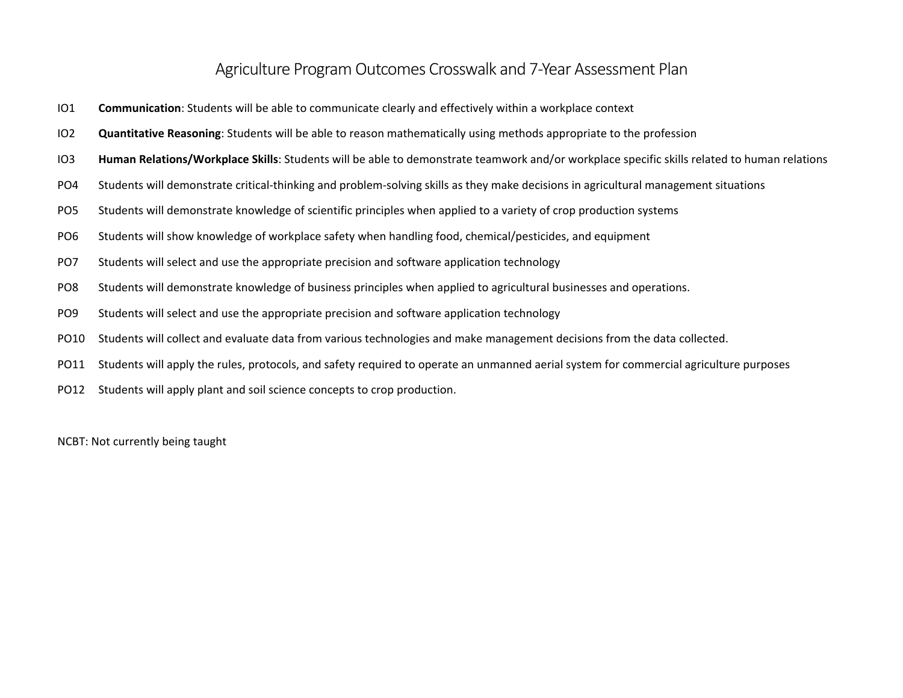# Agriculture Program Outcomes Crosswalk and 7-Year Assessment Plan

IO1 **Communication**: Students will be able to communicate clearly and effectively within a workplace context

IO2 **Quantitative Reasoning**: Students will be able to reason mathematically using methods appropriate to the profession

IO3 **Human Relations/Workplace Skills**: Students will be able to demonstrate teamwork and/or workplace specific skills related to human relations

PO4 Students will demonstrate critical-thinking and problem-solving skills as they make decisions in agricultural management situations

PO5 Students will demonstrate knowledge of scientific principles when applied to a variety of crop production systems

PO6 Students will show knowledge of workplace safety when handling food, chemical/pesticides, and equipment

PO7 Students will select and use the appropriate precision and software application technology

PO8 Students will demonstrate knowledge of business principles when applied to agricultural businesses and operations.

PO9 Students will select and use the appropriate precision and software application technology

PO10 Students will collect and evaluate data from various technologies and make management decisions from the data collected.

PO11 Students will apply the rules, protocols, and safety required to operate an unmanned aerial system for commercial agriculture purposes

PO12 Students will apply plant and soil science concepts to crop production.

NCBT: Not currently being taught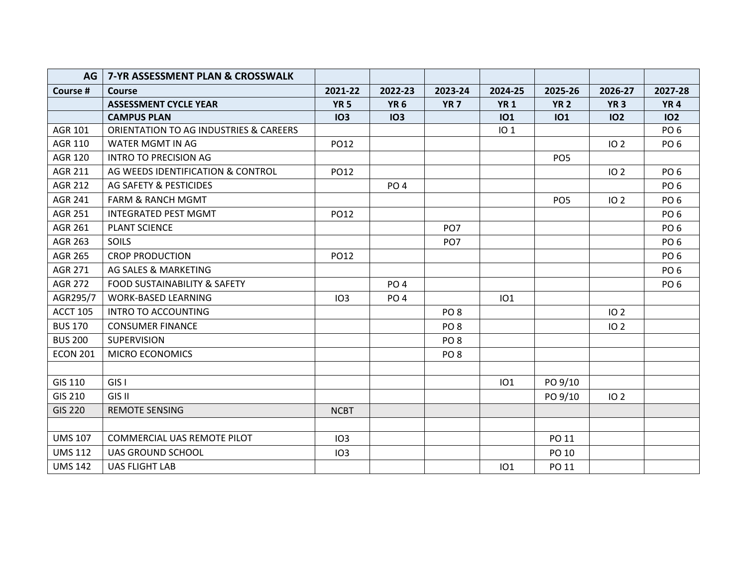| AG | 7-YR ASSESSMENT PLAN & CROSSWALK | | | | | | | |
|---|---|---|---|---|---|---|---|---|
| **Course #** | **Course** | **2021-22** | **2022-23** | **2023-24** | **2024-25** | **2025-26** | **2026-27** | **2027-28** |
| | **ASSESSMENT CYCLE YEAR** | **YR 5** | **YR 6** | **YR 7** | **YR 1** | **YR 2** | **YR 3** | **YR 4** |
| | **CAMPUS PLAN** | **IO3** | **IO3** | | **IO1** | **IO1** | **IO2** | **IO2** |
| AGR 101 | ORIENTATION TO AG INDUSTRIES & CAREERS | | | | IO 1 | | | PO 6 |
| AGR 110 | WATER MGMT IN AG | PO12 | | | | | IO 2 | PO 6 |
| AGR 120 | INTRO TO PRECISION AG | | | | | PO5 | | |
| AGR 211 | AG WEEDS IDENTIFICATION & CONTROL | PO12 | | | | | IO 2 | PO 6 |
| AGR 212 | AG SAFETY & PESTICIDES | | PO 4 | | | | | PO 6 |
| AGR 241 | FARM & RANCH MGMT | | | | | PO5 | IO 2 | PO 6 |
| AGR 251 | INTEGRATED PEST MGMT | PO12 | | | | | | PO 6 |
| AGR 261 | PLANT SCIENCE | | | PO7 | | | | PO 6 |
| AGR 263 | SOILS | | | PO7 | | | | PO 6 |
| AGR 265 | CROP PRODUCTION | PO12 | | | | | | PO 6 |
| AGR 271 | AG SALES & MARKETING | | | | | | | PO 6 |
| AGR 272 | FOOD SUSTAINABILITY & SAFETY | | PO 4 | | | | | PO 6 |
| AGR295/7 | WORK-BASED LEARNING | IO3 | PO 4 | | IO1 | | | |
| ACCT 105 | INTRO TO ACCOUNTING | | | PO 8 | | | IO 2 | |
| BUS 170 | CONSUMER FINANCE | | | PO 8 | | | IO 2 | |
| BUS 200 | SUPERVISION | | | PO 8 | | | | |
| ECON 201 | MICRO ECONOMICS | | | PO 8 | | | | |
| | | | | | | | | |
| GIS 110 | GIS I | | | | IO1 | PO 9/10 | | |
| GIS 210 | GIS II | | | | | PO 9/10 | IO 2 | |
| GIS 220 | REMOTE SENSING | NCBT | | | | | | |
| | | | | | | | | |
| UMS 107 | COMMERCIAL UAS REMOTE PILOT | IO3 | | | | PO 11 | | |
| UMS 112 | UAS GROUND SCHOOL | IO3 | | | | PO 10 | | |
| UMS 142 | UAS FLIGHT LAB | | | | IO1 | PO 11 | | |